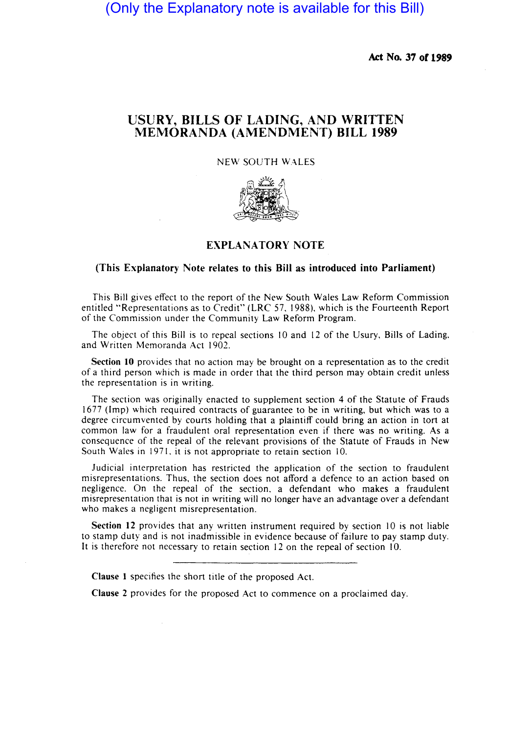(Only the Explanatory note is available for this Bill)

**Act No. 37 of 1989**

# USURY, BILLS OF LADING, AND WRITTEN MEMORANDA (AMENDMENT) BILL 1989

NEW SOUTH WALES

## EXPLANATORY NOTE

**(This Explanatory Note relates to this Bill as introduced into Parliament)**

This Bill gives effect to the report of the New South Wales Law Reform Commission entitled "Representations as to Credit" (LRC 57, 1988), which is the Fourteenth Report of the Commission under the Community Law Reform Program.

The object of this Bill is to repeal sections 10 and 12 of the Usury, Bills of Lading, and Written Memoranda Act 1902.

**Section 10** provides that no action may be brought on a representation as to the credit of a third person which is made in order that the third person may obtain credit unless the representation is in writing.

The section was originally enacted to supplement section 4 of the Statute of Frauds 1677 (Imp) which required contracts of guarantee to be in writing, but which was to a degree circumvented by courts holding that a plaintiff could bring an action in tort at common law for a fraudulent oral representation even if there was no writing. As a consequence of the repeal of the relevant provisions of the Statute of Frauds in New South Wales in 1971, it is not appropriate to retain section 10.

Judicial interpretation has restricted the application of the section to fraudulent misrepresentations. Thus, the section does not afford a defence to an action based on negligence. On the repeal of the section, a defendant who makes a fraudulent misrepresentation that is not in writing will no longer have an advantage over a defendant who makes a negligent misrepresentation.

**Section 12** provides that any written instrument required by section 10 is not liable to stamp duty and is not inadmissible in evidence because of failure to pay stamp duty. It is therefore not necessary to retain section 12 on the repeal of section 10.

---

**Clause 1** specifies the short title of the proposed Act.

**Clause 2** provides for the proposed Act to commence on a proclaimed day.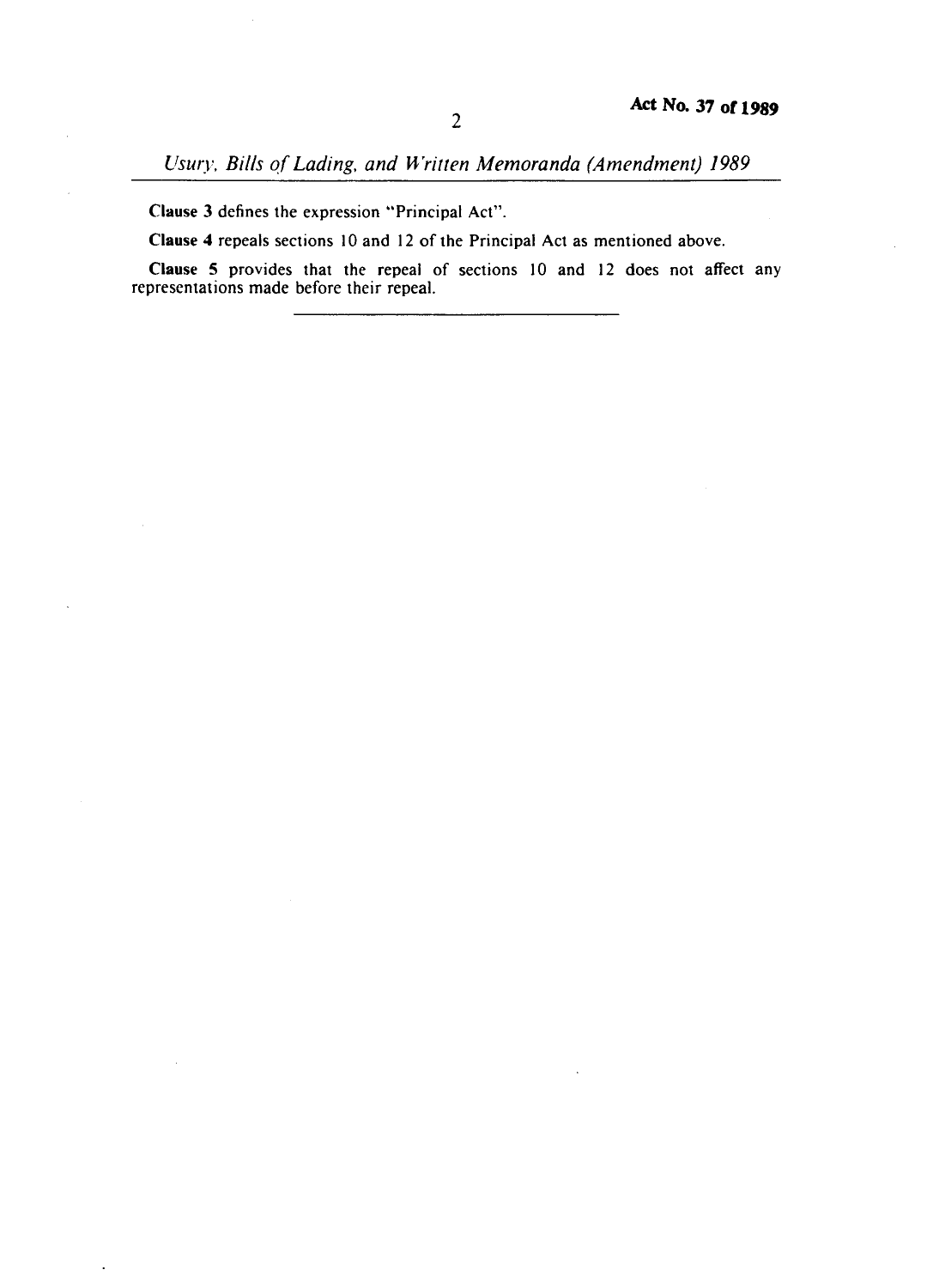**Clause 3** defines the expression "Principal Act".

**Clause 4** repeals sections 10 and 12 of the Principal Act as mentioned above.

**Clause 5** provides that the repeal of sections 10 and 12 does not affect any representations made before their repeal.